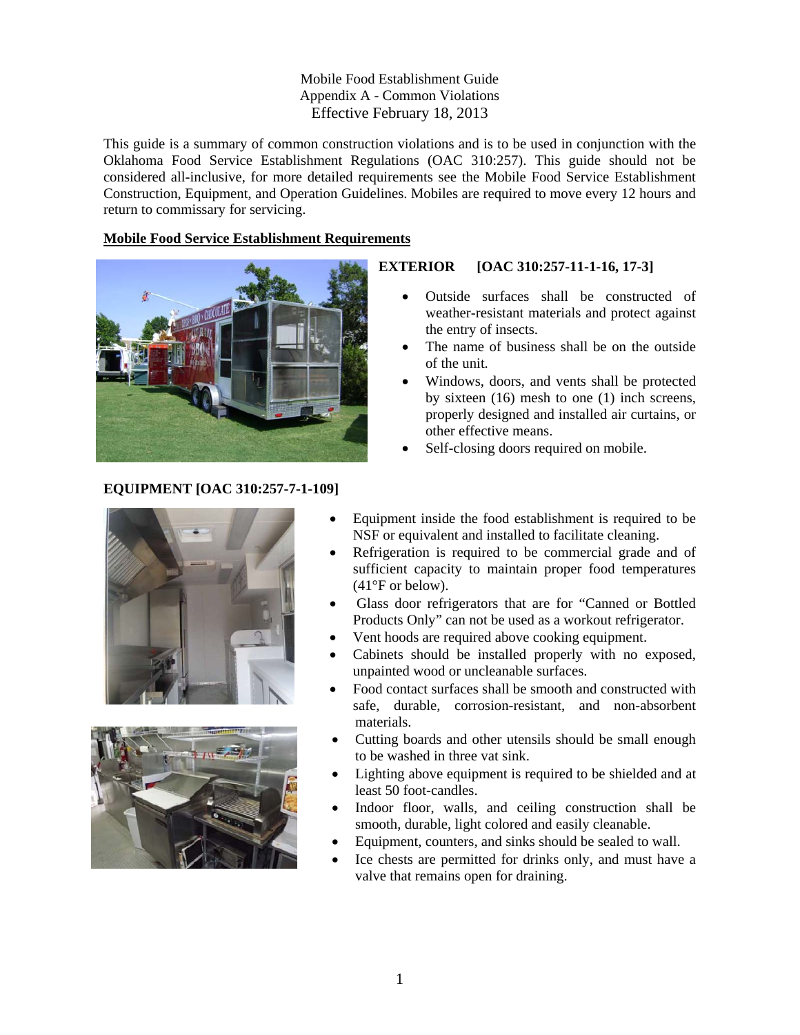Mobile Food Establishment Guide
Appendix A - Common Violations
Effective February 18, 2013

This guide is a summary of common construction violations and is to be used in conjunction with the Oklahoma Food Service Establishment Regulations (OAC 310:257). This guide should not be considered all-inclusive, for more detailed requirements see the Mobile Food Service Establishment Construction, Equipment, and Operation Guidelines. Mobiles are required to move every 12 hours and return to commissary for servicing.

## Mobile Food Service Establishment Requirements

### EXTERIOR [OAC 310:257-11-1-16, 17-3]

- Outside surfaces shall be constructed of weather-resistant materials and protect against the entry of insects.
- The name of business shall be on the outside of the unit.
- Windows, doors, and vents shall be protected by sixteen (16) mesh to one (1) inch screens, properly designed and installed air curtains, or other effective means.
- Self-closing doors required on mobile.

### EQUIPMENT [OAC 310:257-7-1-109]

- Equipment inside the food establishment is required to be NSF or equivalent and installed to facilitate cleaning.
- Refrigeration is required to be commercial grade and of sufficient capacity to maintain proper food temperatures (41°F or below).
- Glass door refrigerators that are for "Canned or Bottled Products Only" can not be used as a workout refrigerator.
- Vent hoods are required above cooking equipment.
- Cabinets should be installed properly with no exposed, unpainted wood or uncleanable surfaces.
- Food contact surfaces shall be smooth and constructed with safe, durable, corrosion-resistant, and non-absorbent materials.
- Cutting boards and other utensils should be small enough to be washed in three vat sink.
- Lighting above equipment is required to be shielded and at least 50 foot-candles.
- Indoor floor, walls, and ceiling construction shall be smooth, durable, light colored and easily cleanable.
- Equipment, counters, and sinks should be sealed to wall.
- Ice chests are permitted for drinks only, and must have a valve that remains open for draining.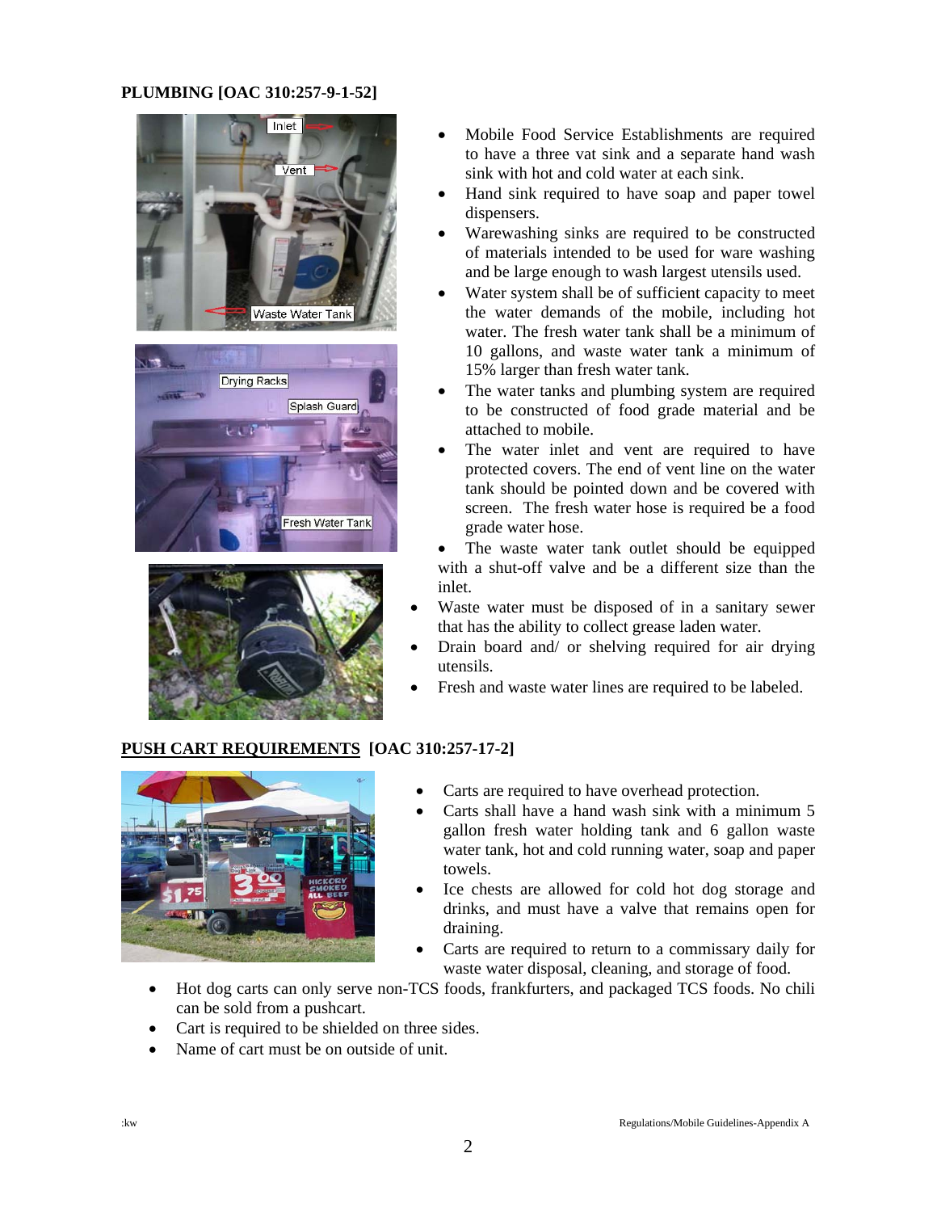## PLUMBING [OAC 310:257-9-1-52]

- Mobile Food Service Establishments are required to have a three vat sink and a separate hand wash sink with hot and cold water at each sink.
- Hand sink required to have soap and paper towel dispensers.
- Warewashing sinks are required to be constructed of materials intended to be used for ware washing and be large enough to wash largest utensils used.
- Water system shall be of sufficient capacity to meet the water demands of the mobile, including hot water. The fresh water tank shall be a minimum of 10 gallons, and waste water tank a minimum of 15% larger than fresh water tank.
- The water tanks and plumbing system are required to be constructed of food grade material and be attached to mobile.
- The water inlet and vent are required to have protected covers. The end of vent line on the water tank should be pointed down and be covered with screen. The fresh water hose is required be a food grade water hose.
- The waste water tank outlet should be equipped with a shut-off valve and be a different size than the inlet.
- Waste water must be disposed of in a sanitary sewer that has the ability to collect grease laden water.
- Drain board and/ or shelving required for air drying utensils.
- Fresh and waste water lines are required to be labeled.

## PUSH CART REQUIREMENTS [OAC 310:257-17-2]

- Carts are required to have overhead protection.
- Carts shall have a hand wash sink with a minimum 5 gallon fresh water holding tank and 6 gallon waste water tank, hot and cold running water, soap and paper towels.
- Ice chests are allowed for cold hot dog storage and drinks, and must have a valve that remains open for draining.
- Carts are required to return to a commissary daily for waste water disposal, cleaning, and storage of food.
- Hot dog carts can only serve non-TCS foods, frankfurters, and packaged TCS foods. No chili can be sold from a pushcart.
- Cart is required to be shielded on three sides.
- Name of cart must be on outside of unit.